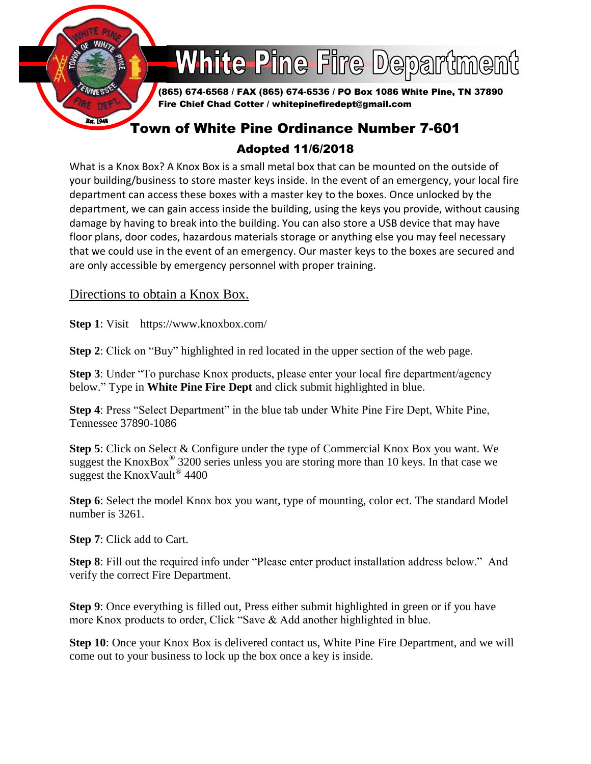# White Pine Fire Department

**(865) 674-6568 / FAX (865) 674-6536 / PO Box 1086 White Pine, TN 37890**
**Fire Chief Chad Cotter / whitepinefiredept@gmail.com**

## Town of White Pine Ordinance Number 7-601

### Adopted 11/6/2018

What is a Knox Box? A Knox Box is a small metal box that can be mounted on the outside of your building/business to store master keys inside. In the event of an emergency, your local fire department can access these boxes with a master key to the boxes. Once unlocked by the department, we can gain access inside the building, using the keys you provide, without causing damage by having to break into the building. You can also store a USB device that may have floor plans, door codes, hazardous materials storage or anything else you may feel necessary that we could use in the event of an emergency. Our master keys to the boxes are secured and are only accessible by emergency personnel with proper training.

Directions to obtain a Knox Box.

**Step 1**: Visit https://www.knoxbox.com/

**Step 2**: Click on "Buy" highlighted in red located in the upper section of the web page.

**Step 3**: Under "To purchase Knox products, please enter your local fire department/agency below." Type in **White Pine Fire Dept** and click submit highlighted in blue.

**Step 4**: Press "Select Department" in the blue tab under White Pine Fire Dept, White Pine, Tennessee 37890-1086

**Step 5**: Click on Select & Configure under the type of Commercial Knox Box you want. We suggest the KnoxBox® 3200 series unless you are storing more than 10 keys. In that case we suggest the KnoxVault® 4400

**Step 6**: Select the model Knox box you want, type of mounting, color ect. The standard Model number is 3261.

**Step 7**: Click add to Cart.

**Step 8**: Fill out the required info under "Please enter product installation address below." And verify the correct Fire Department.

**Step 9**: Once everything is filled out, Press either submit highlighted in green or if you have more Knox products to order, Click "Save & Add another highlighted in blue.

**Step 10**: Once your Knox Box is delivered contact us, White Pine Fire Department, and we will come out to your business to lock up the box once a key is inside.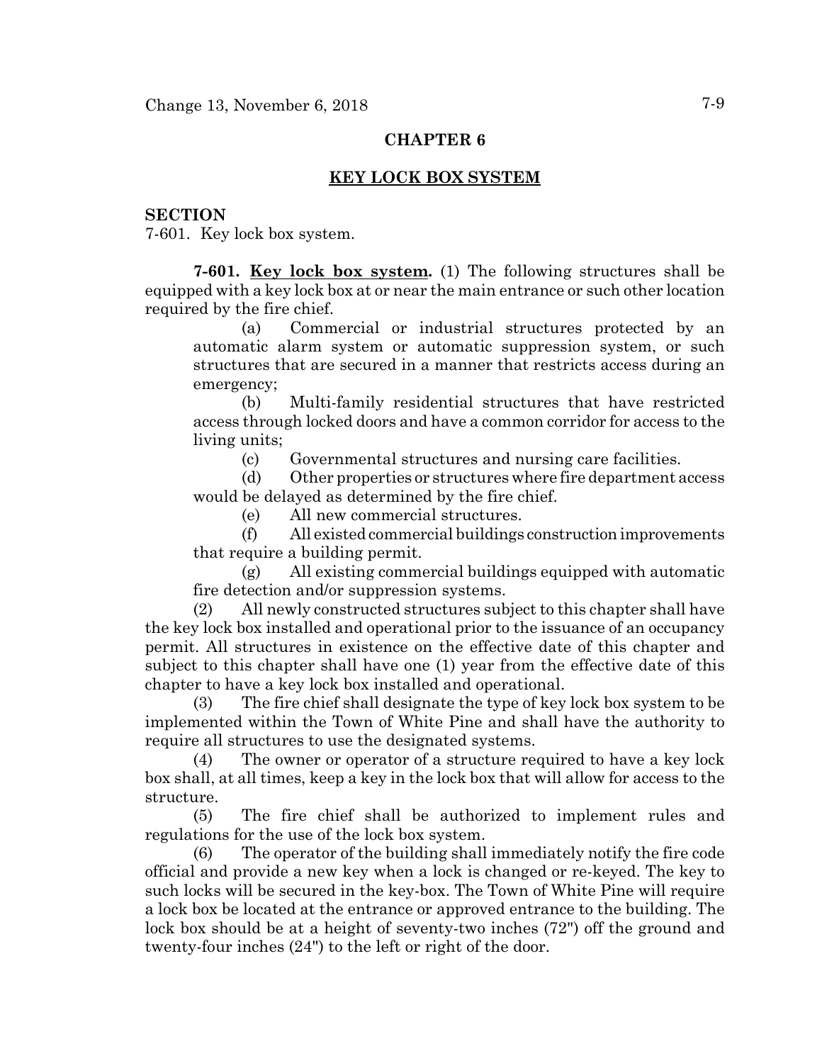## CHAPTER 6

## KEY LOCK BOX SYSTEM

**SECTION**

7-601. Key lock box system.

**7-601. Key lock box system.** (1) The following structures shall be equipped with a key lock box at or near the main entrance or such other location required by the fire chief.

(a) Commercial or industrial structures protected by an automatic alarm system or automatic suppression system, or such structures that are secured in a manner that restricts access during an emergency;

(b) Multi-family residential structures that have restricted access through locked doors and have a common corridor for access to the living units;

(c) Governmental structures and nursing care facilities.

(d) Other properties or structures where fire department access would be delayed as determined by the fire chief.

(e) All new commercial structures.

(f) All existed commercial buildings construction improvements that require a building permit.

(g) All existing commercial buildings equipped with automatic fire detection and/or suppression systems.

(2) All newly constructed structures subject to this chapter shall have the key lock box installed and operational prior to the issuance of an occupancy permit. All structures in existence on the effective date of this chapter and subject to this chapter shall have one (1) year from the effective date of this chapter to have a key lock box installed and operational.

(3) The fire chief shall designate the type of key lock box system to be implemented within the Town of White Pine and shall have the authority to require all structures to use the designated systems.

(4) The owner or operator of a structure required to have a key lock box shall, at all times, keep a key in the lock box that will allow for access to the structure.

(5) The fire chief shall be authorized to implement rules and regulations for the use of the lock box system.

(6) The operator of the building shall immediately notify the fire code official and provide a new key when a lock is changed or re-keyed. The key to such locks will be secured in the key-box. The Town of White Pine will require a lock box be located at the entrance or approved entrance to the building. The lock box should be at a height of seventy-two inches (72") off the ground and twenty-four inches (24") to the left or right of the door.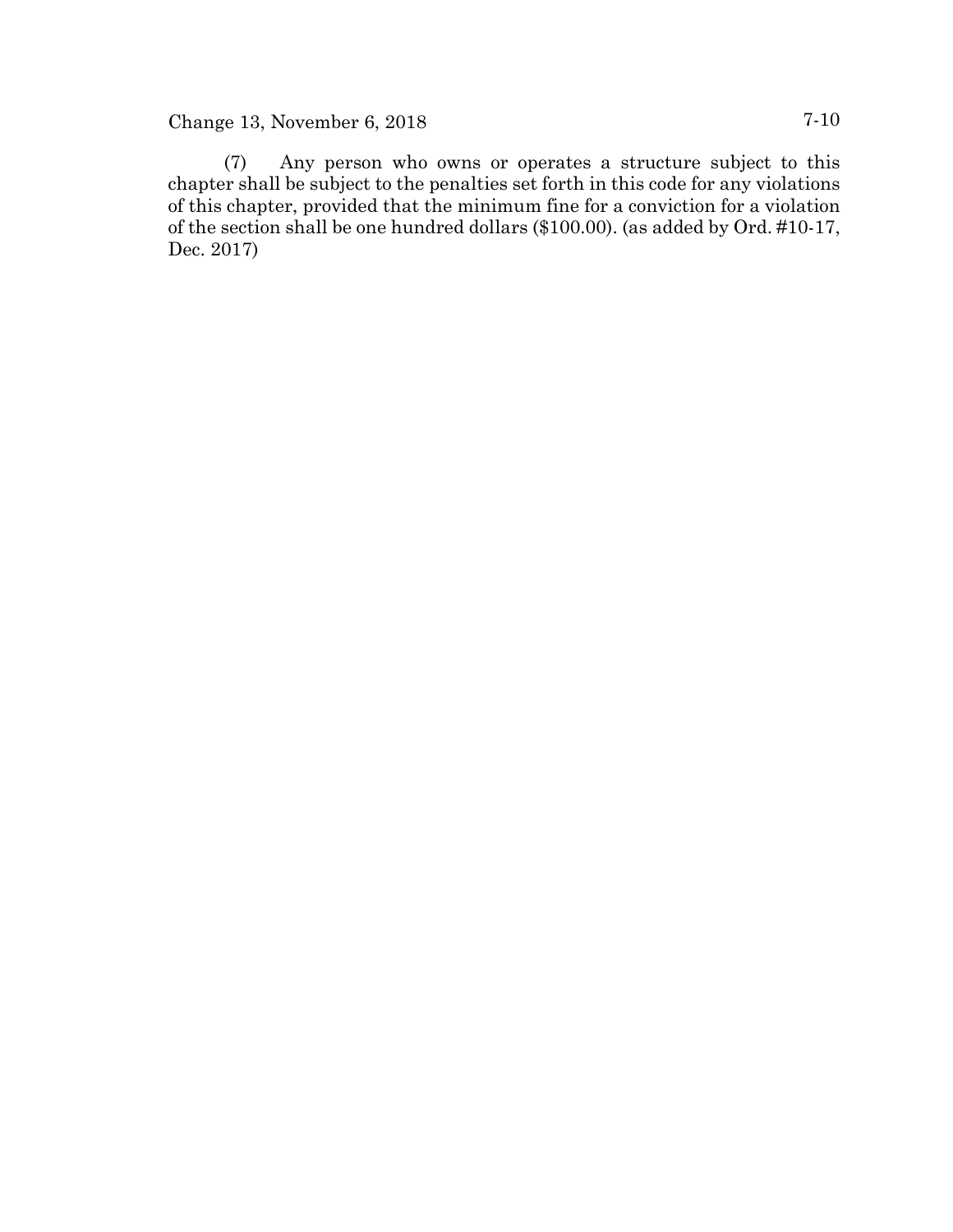(7) Any person who owns or operates a structure subject to this chapter shall be subject to the penalties set forth in this code for any violations of this chapter, provided that the minimum fine for a conviction for a violation of the section shall be one hundred dollars ($100.00). (as added by Ord. #10-17, Dec. 2017)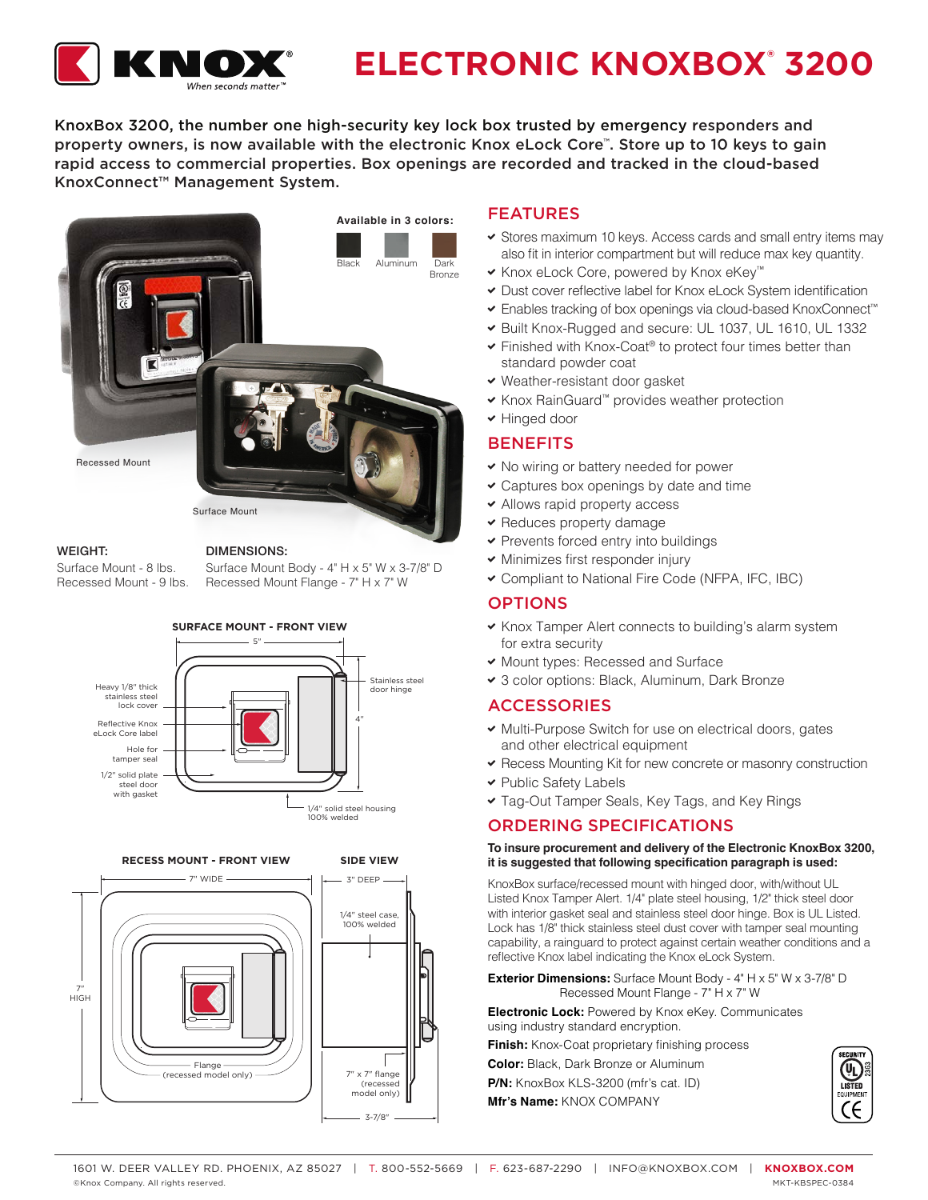# ELECTRONIC KNOXBOX® 3200

KnoxBox 3200, the number one high-security key lock box trusted by emergency responders and property owners, is now available with the electronic Knox eLock Core™. Store up to 10 keys to gain rapid access to commercial properties. Box openings are recorded and tracked in the cloud-based KnoxConnect™ Management System.

Available in 3 colors:

Black

Aluminum

Dark Bronze

Recessed Mount

Surface Mount

**WEIGHT:**
Surface Mount - 8 lbs.
Recessed Mount - 9 lbs.

**DIMENSIONS:**
Surface Mount Body - 4" H x 5" W x 3-7/8" D
Recessed Mount Flange - 7" H x 7" W

**SURFACE MOUNT - FRONT VIEW**

5"

4"

Heavy 1/8" thick stainless steel lock cover

Reflective Knox eLock Core label

Hole for tamper seal

1/2" solid plate steel door with gasket

Stainless steel door hinge

1/4" solid steel housing 100% welded

**RECESS MOUNT - FRONT VIEW**

7" WIDE

7" HIGH

Flange (recessed model only)

**SIDE VIEW**

3" DEEP

1/4" steel case, 100% welded

7" x 7" flange (recessed model only)

3-7/8"

## FEATURES

- Stores maximum 10 keys. Access cards and small entry items may also fit in interior compartment but will reduce max key quantity.
- Knox eLock Core, powered by Knox eKey™
- Dust cover reflective label for Knox eLock System identification
- Enables tracking of box openings via cloud-based KnoxConnect™
- Built Knox-Rugged and secure: UL 1037, UL 1610, UL 1332
- Finished with Knox-Coat® to protect four times better than standard powder coat
- Weather-resistant door gasket
- Knox RainGuard™ provides weather protection
- Hinged door

## BENEFITS

- No wiring or battery needed for power
- Captures box openings by date and time
- Allows rapid property access
- Reduces property damage
- Prevents forced entry into buildings
- Minimizes first responder injury
- Compliant to National Fire Code (NFPA, IFC, IBC)

## OPTIONS

- Knox Tamper Alert connects to building's alarm system for extra security
- Mount types: Recessed and Surface
- 3 color options: Black, Aluminum, Dark Bronze

## ACCESSORIES

- Multi-Purpose Switch for use on electrical doors, gates and other electrical equipment
- Recess Mounting Kit for new concrete or masonry construction
- Public Safety Labels
- Tag-Out Tamper Seals, Key Tags, and Key Rings

## ORDERING SPECIFICATIONS

**To insure procurement and delivery of the Electronic KnoxBox 3200, it is suggested that following specification paragraph is used:**

KnoxBox surface/recessed mount with hinged door, with/without UL Listed Knox Tamper Alert. 1/4" plate steel housing, 1/2" thick steel door with interior gasket seal and stainless steel door hinge. Box is UL Listed. Lock has 1/8" thick stainless steel dust cover with tamper seal mounting capability, a rainguard to protect against certain weather conditions and a reflective Knox label indicating the Knox eLock System.

**Exterior Dimensions:** Surface Mount Body - 4" H x 5" W x 3-7/8" D
Recessed Mount Flange - 7" H x 7" W

**Electronic Lock:** Powered by Knox eKey. Communicates using industry standard encryption.

**Finish:** Knox-Coat proprietary finishing process

**Color:** Black, Dark Bronze or Aluminum

**P/N:** KnoxBox KLS-3200 (mfr's cat. ID)

**Mfr's Name:** KNOX COMPANY

1601 W. DEER VALLEY RD. PHOENIX, AZ 85027 | T. 800-552-5669 | F. 623-687-2290 | INFO@KNOXBOX.COM | KNOXBOX.COM

©Knox Company. All rights reserved. MKT-KBSPEC-0384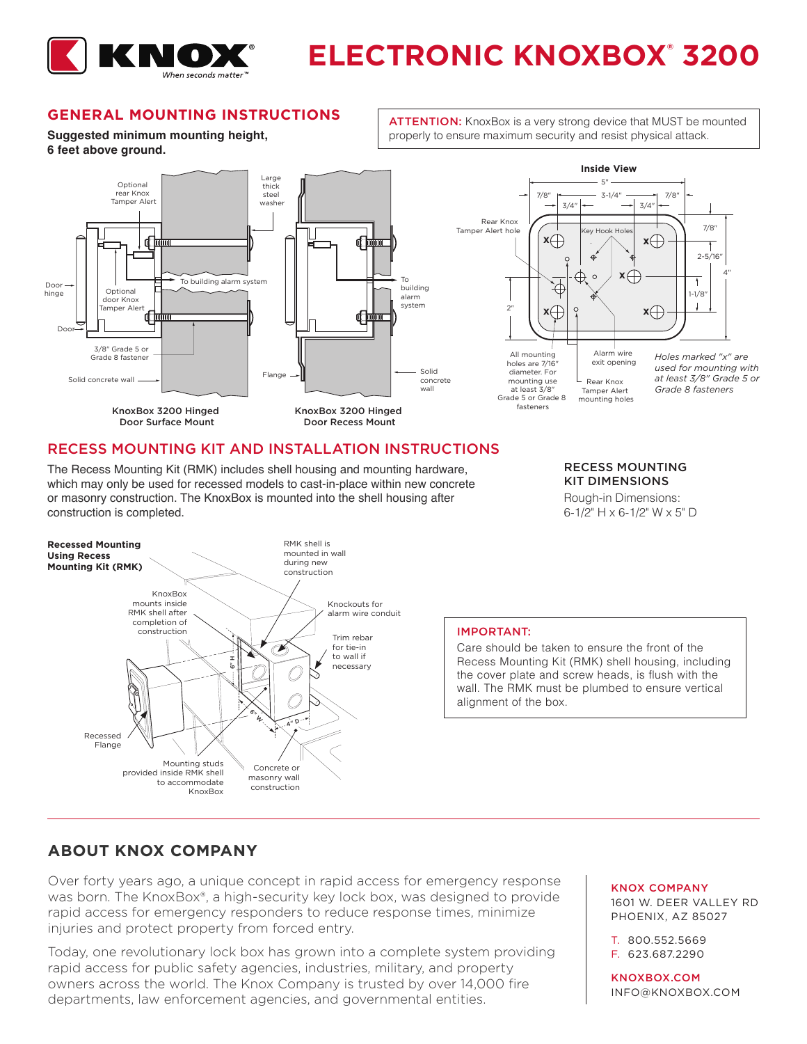# ELECTRONIC KNOXBOX® 3200

## GENERAL MOUNTING INSTRUCTIONS

**Suggested minimum mounting height, 6 feet above ground.**

**ATTENTION:** KnoxBox is a very strong device that MUST be mounted properly to ensure maximum security and resist physical attack.

Optional rear Knox Tamper Alert

Large thick steel washer

Door hinge

Optional door Knox Tamper Alert

To building alarm system

Door

3/8" Grade 5 or Grade 8 fastener

Solid concrete wall

KnoxBox 3200 Hinged Door Surface Mount

To building alarm system

Flange

Solid concrete wall

KnoxBox 3200 Hinged Door Recess Mount

Inside View

5"

7/8"

3-1/4"

7/8"

3/4"

3/4"

Rear Knox Tamper Alert hole

Key Hook Holes

7/8"

2-5/16"

4"

1-1/8"

2"

All mounting holes are 7/16" diameter. For mounting use at least 3/8" Grade 5 or Grade 8 fasteners

Alarm wire exit opening

Rear Knox Tamper Alert mounting holes

*Holes marked "x" are used for mounting with at least 3/8" Grade 5 or Grade 8 fasteners*

## RECESS MOUNTING KIT AND INSTALLATION INSTRUCTIONS

The Recess Mounting Kit (RMK) includes shell housing and mounting hardware, which may only be used for recessed models to cast-in-place within new concrete or masonry construction. The KnoxBox is mounted into the shell housing after construction is completed.

### RECESS MOUNTING KIT DIMENSIONS

Rough-in Dimensions:
6-1/2" H x 6-1/2" W x 5" D

**Recessed Mounting Using Recess Mounting Kit (RMK)**

RMK shell is mounted in wall during new construction

KnoxBox mounts inside RMK shell after completion of construction

Knockouts for alarm wire conduit

Trim rebar for tie-in to wall if necessary

6" H

6" W

4" D

Recessed Flange

Mounting studs provided inside RMK shell to accommodate KnoxBox

Concrete or masonry wall construction

**IMPORTANT:**

Care should be taken to ensure the front of the Recess Mounting Kit (RMK) shell housing, including the cover plate and screw heads, is flush with the wall. The RMK must be plumbed to ensure vertical alignment of the box.

## ABOUT KNOX COMPANY

Over forty years ago, a unique concept in rapid access for emergency response was born. The KnoxBox®, a high-security key lock box, was designed to provide rapid access for emergency responders to reduce response times, minimize injuries and protect property from forced entry.

Today, one revolutionary lock box has grown into a complete system providing rapid access for public safety agencies, industries, military, and property owners across the world. The Knox Company is trusted by over 14,000 fire departments, law enforcement agencies, and governmental entities.

**KNOX COMPANY**
1601 W. DEER VALLEY RD
PHOENIX, AZ 85027

T. 800.552.5669
F. 623.687.2290

**KNOXBOX.COM**
INFO@KNOXBOX.COM